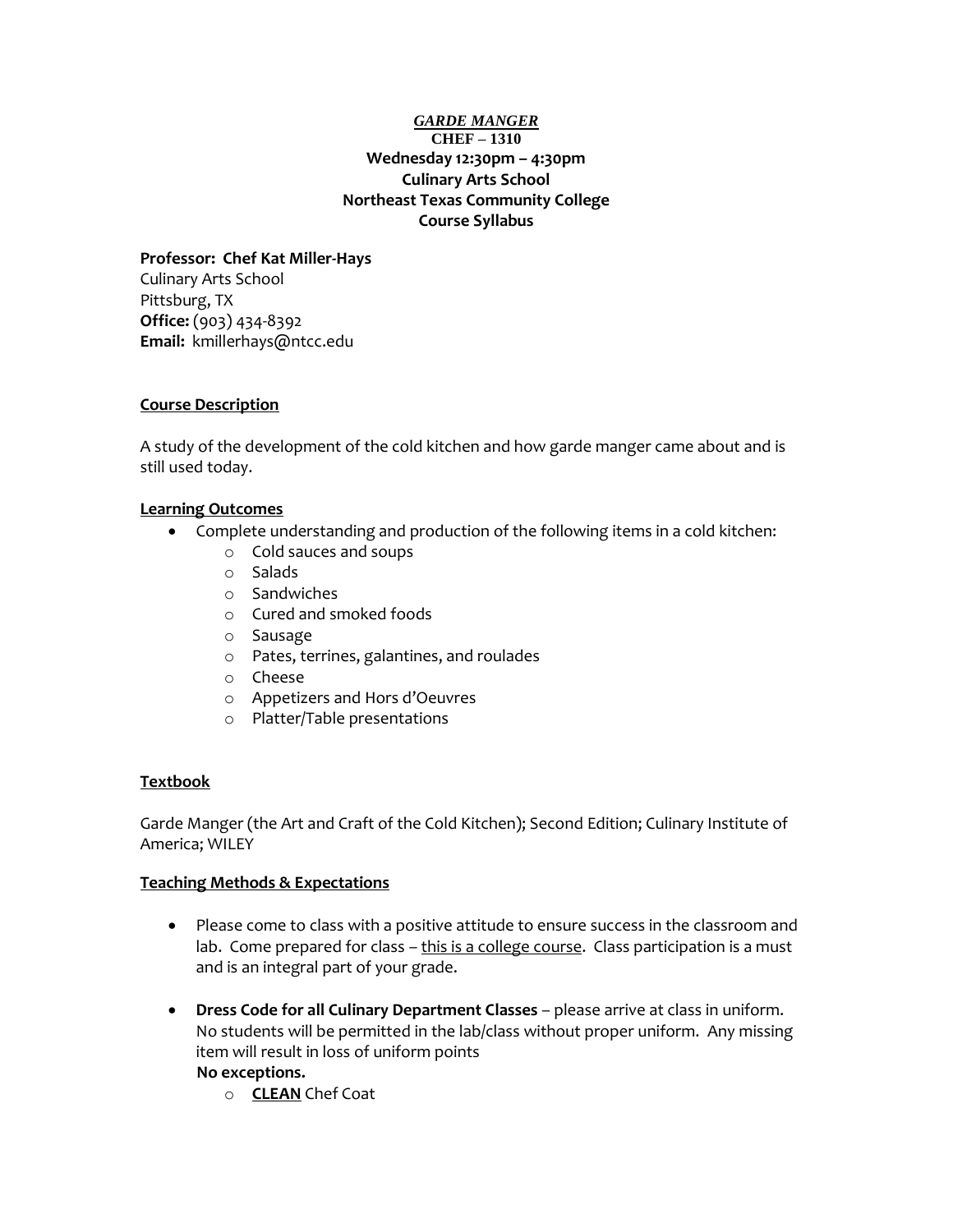***GARDE MANGER***

**CHEF – 1310**

**Wednesday 12:30pm – 4:30pm**

**Culinary Arts School**

**Northeast Texas Community College**

**Course Syllabus**

**Professor: Chef Kat Miller-Hays**
Culinary Arts School
Pittsburg, TX
**Office:** (903) 434-8392
**Email:** kmillerhays@ntcc.edu

## Course Description

A study of the development of the cold kitchen and how garde manger came about and is still used today.

## Learning Outcomes

- Complete understanding and production of the following items in a cold kitchen:
  - Cold sauces and soups
  - Salads
  - Sandwiches
  - Cured and smoked foods
  - Sausage
  - Pates, terrines, galantines, and roulades
  - Cheese
  - Appetizers and Hors d'Oeuvres
  - Platter/Table presentations

## Textbook

Garde Manger (the Art and Craft of the Cold Kitchen); Second Edition; Culinary Institute of America; WILEY

## Teaching Methods & Expectations

- Please come to class with a positive attitude to ensure success in the classroom and lab. Come prepared for class – this is a college course. Class participation is a must and is an integral part of your grade.

- **Dress Code for all Culinary Department Classes** – please arrive at class in uniform. No students will be permitted in the lab/class without proper uniform. Any missing item will result in loss of uniform points
  **No exceptions.**
  - **CLEAN** Chef Coat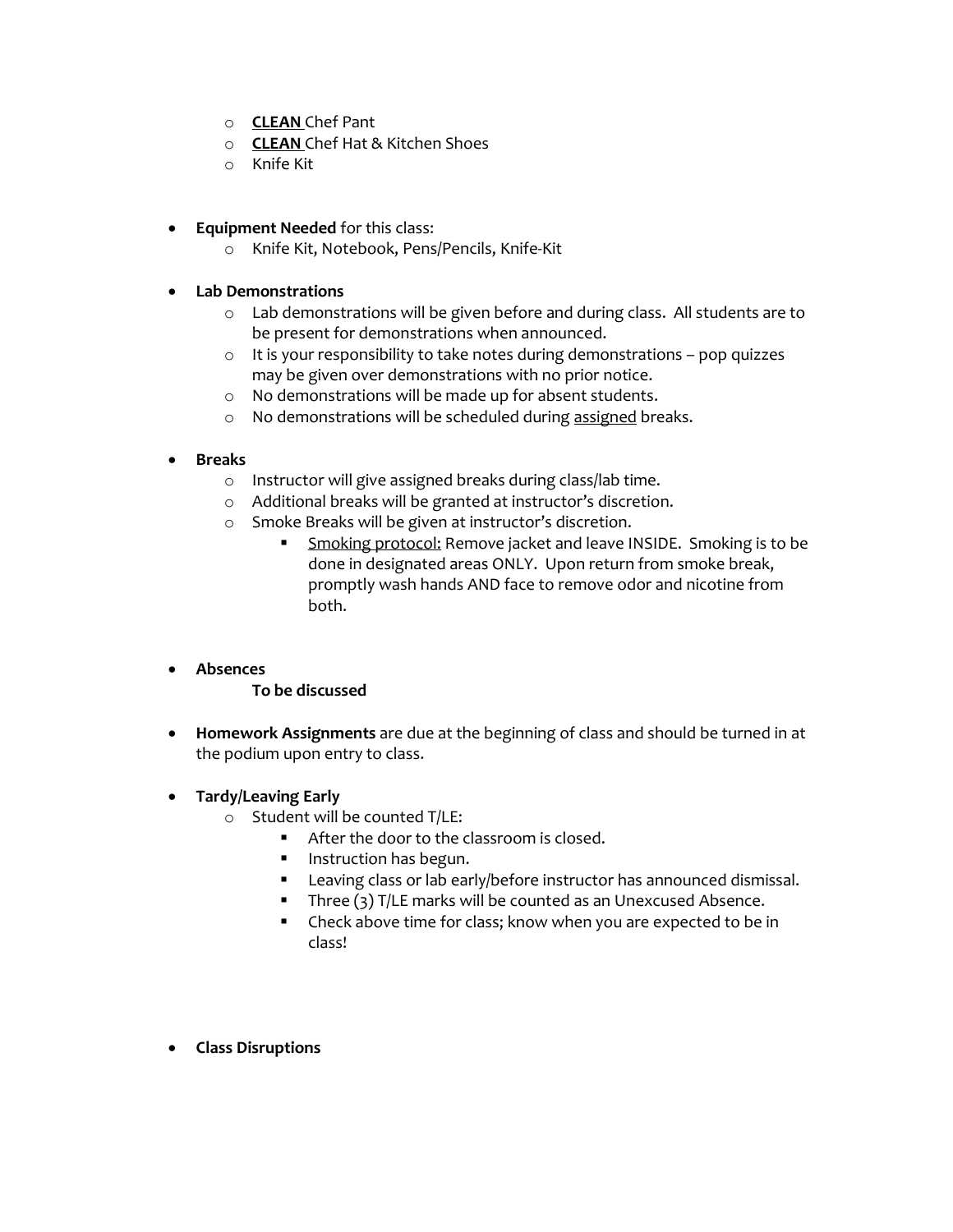- **CLEAN** Chef Pant
  - **CLEAN** Chef Hat & Kitchen Shoes
  - Knife Kit

- **Equipment Needed** for this class:
  - Knife Kit, Notebook, Pens/Pencils, Knife-Kit

- **Lab Demonstrations**
  - Lab demonstrations will be given before and during class. All students are to be present for demonstrations when announced.
  - It is your responsibility to take notes during demonstrations – pop quizzes may be given over demonstrations with no prior notice.
  - No demonstrations will be made up for absent students.
  - No demonstrations will be scheduled during assigned breaks.

- **Breaks**
  - Instructor will give assigned breaks during class/lab time.
  - Additional breaks will be granted at instructor's discretion.
  - Smoke Breaks will be given at instructor's discretion.
    - Smoking protocol: Remove jacket and leave INSIDE. Smoking is to be done in designated areas ONLY. Upon return from smoke break, promptly wash hands AND face to remove odor and nicotine from both.

- **Absences**

  **To be discussed**

- **Homework Assignments** are due at the beginning of class and should be turned in at the podium upon entry to class.

- **Tardy/Leaving Early**
  - Student will be counted T/LE:
    - After the door to the classroom is closed.
    - Instruction has begun.
    - Leaving class or lab early/before instructor has announced dismissal.
    - Three (3) T/LE marks will be counted as an Unexcused Absence.
    - Check above time for class; know when you are expected to be in class!

- **Class Disruptions**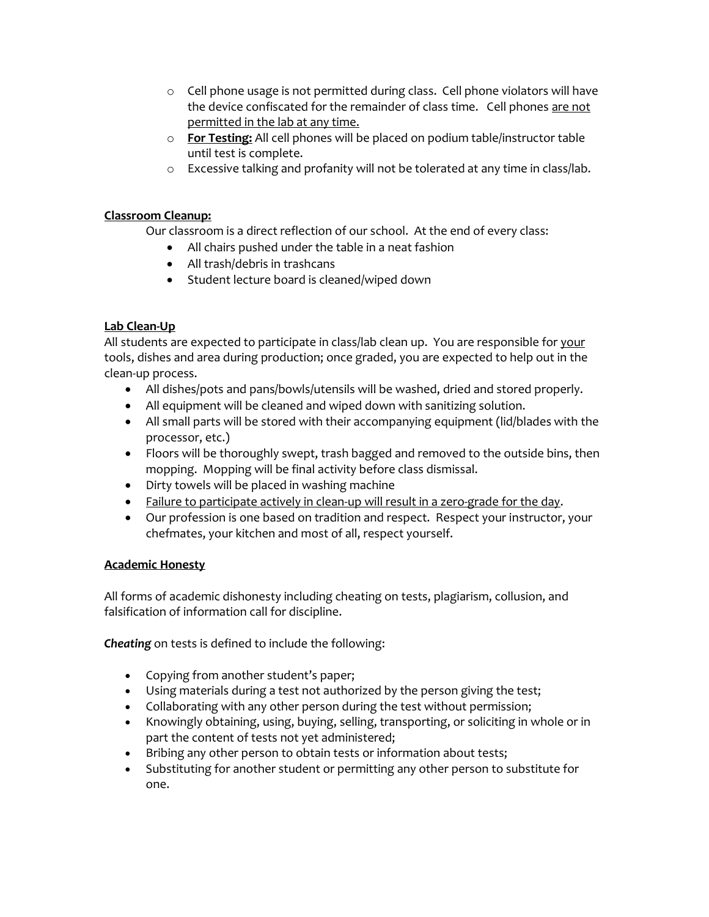- Cell phone usage is not permitted during class. Cell phone violators will have the device confiscated for the remainder of class time. Cell phones <u>are not permitted in the lab at any time.</u>
- **<u>For Testing:</u>** All cell phones will be placed on podium table/instructor table until test is complete.
- Excessive talking and profanity will not be tolerated at any time in class/lab.

**<u>Classroom Cleanup:</u>**

Our classroom is a direct reflection of our school. At the end of every class:

- All chairs pushed under the table in a neat fashion
- All trash/debris in trashcans
- Student lecture board is cleaned/wiped down

**<u>Lab Clean-Up</u>**

All students are expected to participate in class/lab clean up. You are responsible for <u>your</u> tools, dishes and area during production; once graded, you are expected to help out in the clean-up process.

- All dishes/pots and pans/bowls/utensils will be washed, dried and stored properly.
- All equipment will be cleaned and wiped down with sanitizing solution.
- All small parts will be stored with their accompanying equipment (lid/blades with the processor, etc.)
- Floors will be thoroughly swept, trash bagged and removed to the outside bins, then mopping. Mopping will be final activity before class dismissal.
- Dirty towels will be placed in washing machine
- <u>Failure to participate actively in clean-up will result in a zero-grade for the day</u>.
- Our profession is one based on tradition and respect. Respect your instructor, your chefmates, your kitchen and most of all, respect yourself.

**<u>Academic Honesty</u>**

All forms of academic dishonesty including cheating on tests, plagiarism, collusion, and falsification of information call for discipline.

***Cheating*** on tests is defined to include the following:

- Copying from another student's paper;
- Using materials during a test not authorized by the person giving the test;
- Collaborating with any other person during the test without permission;
- Knowingly obtaining, using, buying, selling, transporting, or soliciting in whole or in part the content of tests not yet administered;
- Bribing any other person to obtain tests or information about tests;
- Substituting for another student or permitting any other person to substitute for one.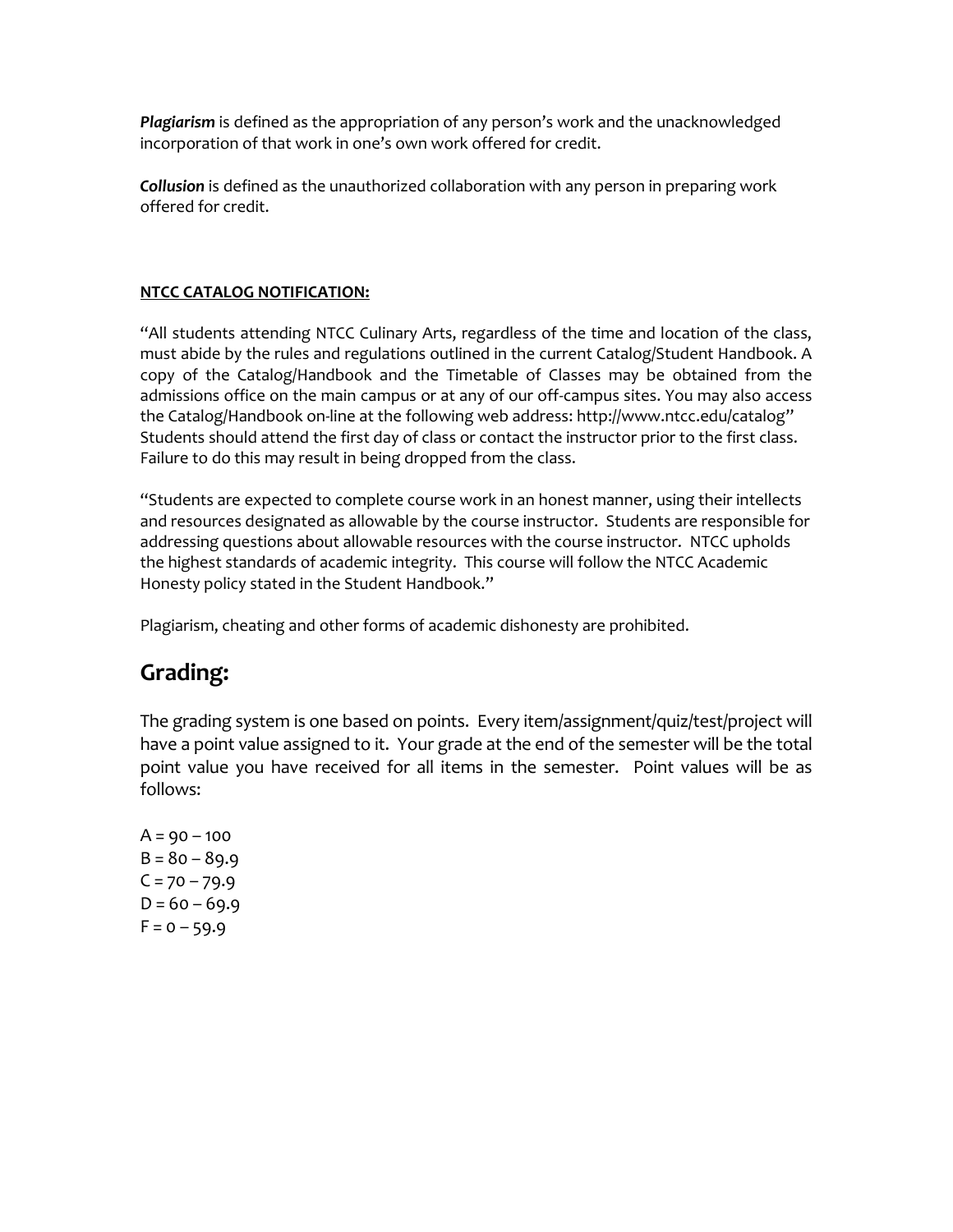***Plagiarism*** is defined as the appropriation of any person's work and the unacknowledged incorporation of that work in one's own work offered for credit.

***Collusion*** is defined as the unauthorized collaboration with any person in preparing work offered for credit.

**NTCC CATALOG NOTIFICATION:**

"All students attending NTCC Culinary Arts, regardless of the time and location of the class, must abide by the rules and regulations outlined in the current Catalog/Student Handbook. A copy of the Catalog/Handbook and the Timetable of Classes may be obtained from the admissions office on the main campus or at any of our off-campus sites. You may also access the Catalog/Handbook on-line at the following web address: http://www.ntcc.edu/catalog" Students should attend the first day of class or contact the instructor prior to the first class. Failure to do this may result in being dropped from the class.

"Students are expected to complete course work in an honest manner, using their intellects and resources designated as allowable by the course instructor. Students are responsible for addressing questions about allowable resources with the course instructor. NTCC upholds the highest standards of academic integrity. This course will follow the NTCC Academic Honesty policy stated in the Student Handbook."

Plagiarism, cheating and other forms of academic dishonesty are prohibited.

## Grading:

The grading system is one based on points. Every item/assignment/quiz/test/project will have a point value assigned to it. Your grade at the end of the semester will be the total point value you have received for all items in the semester. Point values will be as follows:

A = 90 – 100
B = 80 – 89.9
C = 70 – 79.9
D = 60 – 69.9
F = 0 – 59.9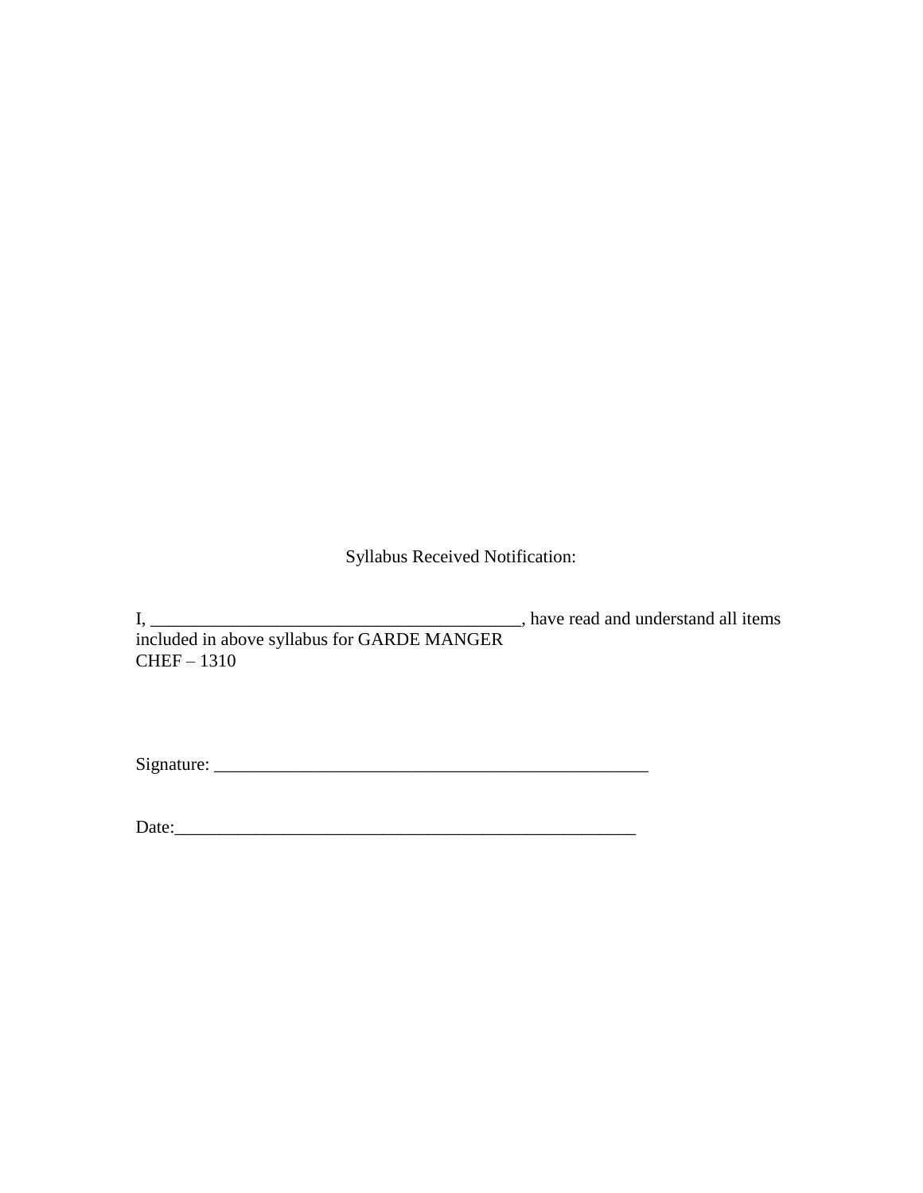Syllabus Received Notification:

I, ________________________________________, have read and understand all items included in above syllabus for GARDE MANGER CHEF – 1310

Signature: ________________________________________________

Date:___________________________________________________